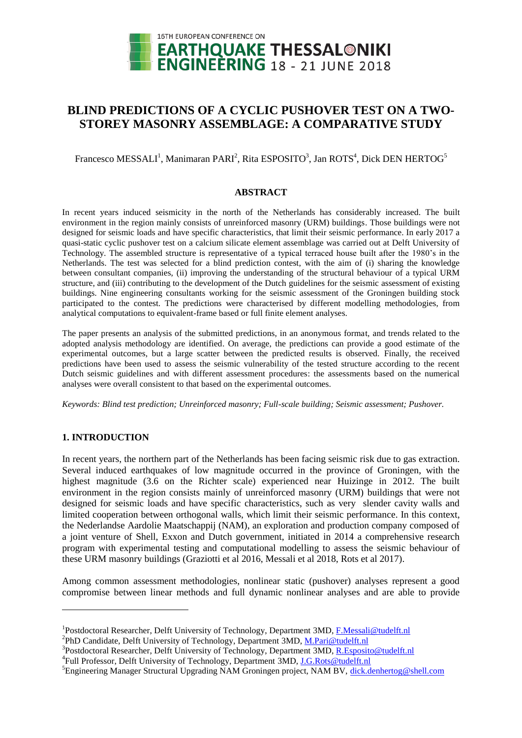# BLIND PREDICTIONS OF A CYCLIC PUSHOVER TEST ON A TWO-STOREY MASONRY ASSEMBLAGE: A COMPARATIVE STUDY

Francesco MESSALI[1], Manimaran PARI[2], Rita ESPOSITO[3], Jan ROTS[4], Dick DEN HERTOG[5]

## ABSTRACT

In recent years induced seismicity in the north of the Netherlands has considerably increased. The built environment in the region mainly consists of unreinforced masonry (URM) buildings. Those buildings were not designed for seismic loads and have specific characteristics, that limit their seismic performance. In early 2017 a quasi-static cyclic pushover test on a calcium silicate element assemblage was carried out at Delft University of Technology. The assembled structure is representative of a typical terraced house built after the 1980's in the Netherlands. The test was selected for a blind prediction contest, with the aim of (i) sharing the knowledge between consultant companies, (ii) improving the understanding of the structural behaviour of a typical URM structure, and (iii) contributing to the development of the Dutch guidelines for the seismic assessment of existing buildings. Nine engineering consultants working for the seismic assessment of the Groningen building stock participated to the contest. The predictions were characterised by different modelling methodologies, from analytical computations to equivalent-frame based or full finite element analyses.

The paper presents an analysis of the submitted predictions, in an anonymous format, and trends related to the adopted analysis methodology are identified. On average, the predictions can provide a good estimate of the experimental outcomes, but a large scatter between the predicted results is observed. Finally, the received predictions have been used to assess the seismic vulnerability of the tested structure according to the recent Dutch seismic guidelines and with different assessment procedures: the assessments based on the numerical analyses were overall consistent to that based on the experimental outcomes.

*Keywords: Blind test prediction; Unreinforced masonry; Full-scale building; Seismic assessment; Pushover.*

## 1. INTRODUCTION

In recent years, the northern part of the Netherlands has been facing seismic risk due to gas extraction. Several induced earthquakes of low magnitude occurred in the province of Groningen, with the highest magnitude (3.6 on the Richter scale) experienced near Huizinge in 2012. The built environment in the region consists mainly of unreinforced masonry (URM) buildings that were not designed for seismic loads and have specific characteristics, such as very slender cavity walls and limited cooperation between orthogonal walls, which limit their seismic performance. In this context, the Nederlandse Aardolie Maatschappij (NAM), an exploration and production company composed of a joint venture of Shell, Exxon and Dutch government, initiated in 2014 a comprehensive research program with experimental testing and computational modelling to assess the seismic behaviour of these URM masonry buildings (Graziotti et al 2016, Messali et al 2018, Rots et al 2017).

Among common assessment methodologies, nonlinear static (pushover) analyses represent a good compromise between linear methods and full dynamic nonlinear analyses and are able to provide

---

[1]Postdoctoral Researcher, Delft University of Technology, Department 3MD, F.Messali@tudelft.nl

[2]PhD Candidate, Delft University of Technology, Department 3MD, M.Pari@tudelft.nl

[3]Postdoctoral Researcher, Delft University of Technology, Department 3MD, R.Esposito@tudelft.nl

[4]Full Professor, Delft University of Technology, Department 3MD, J.G.Rots@tudelft.nl

[5]Engineering Manager Structural Upgrading NAM Groningen project, NAM BV, dick.denhertog@shell.com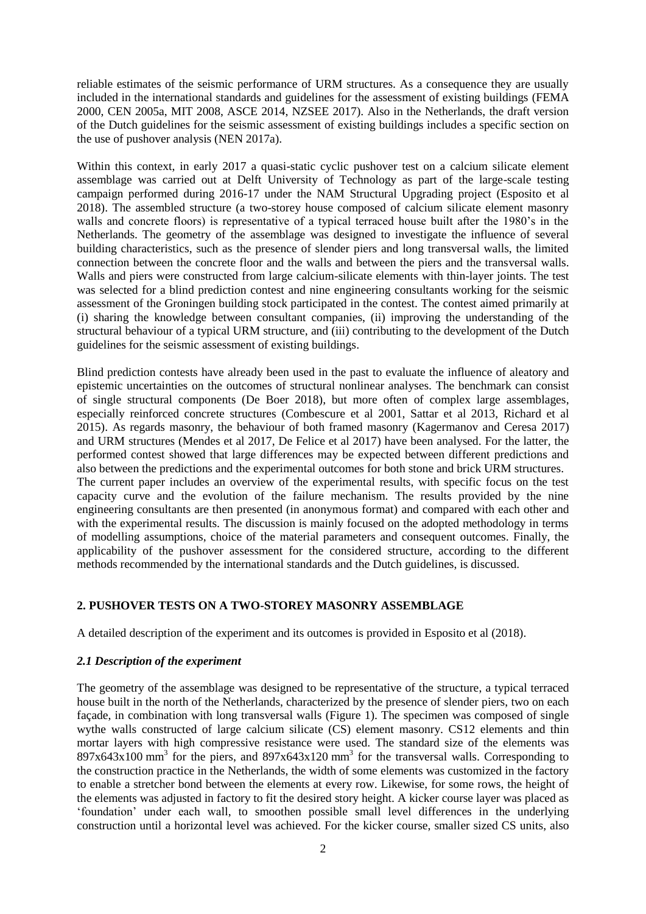reliable estimates of the seismic performance of URM structures. As a consequence they are usually included in the international standards and guidelines for the assessment of existing buildings (FEMA 2000, CEN 2005a, MIT 2008, ASCE 2014, NZSEE 2017). Also in the Netherlands, the draft version of the Dutch guidelines for the seismic assessment of existing buildings includes a specific section on the use of pushover analysis (NEN 2017a).

Within this context, in early 2017 a quasi-static cyclic pushover test on a calcium silicate element assemblage was carried out at Delft University of Technology as part of the large-scale testing campaign performed during 2016-17 under the NAM Structural Upgrading project (Esposito et al 2018). The assembled structure (a two-storey house composed of calcium silicate element masonry walls and concrete floors) is representative of a typical terraced house built after the 1980's in the Netherlands. The geometry of the assemblage was designed to investigate the influence of several building characteristics, such as the presence of slender piers and long transversal walls, the limited connection between the concrete floor and the walls and between the piers and the transversal walls. Walls and piers were constructed from large calcium-silicate elements with thin-layer joints. The test was selected for a blind prediction contest and nine engineering consultants working for the seismic assessment of the Groningen building stock participated in the contest. The contest aimed primarily at (i) sharing the knowledge between consultant companies, (ii) improving the understanding of the structural behaviour of a typical URM structure, and (iii) contributing to the development of the Dutch guidelines for the seismic assessment of existing buildings.

Blind prediction contests have already been used in the past to evaluate the influence of aleatory and epistemic uncertainties on the outcomes of structural nonlinear analyses. The benchmark can consist of single structural components (De Boer 2018), but more often of complex large assemblages, especially reinforced concrete structures (Combescure et al 2001, Sattar et al 2013, Richard et al 2015). As regards masonry, the behaviour of both framed masonry (Kagermanov and Ceresa 2017) and URM structures (Mendes et al 2017, De Felice et al 2017) have been analysed. For the latter, the performed contest showed that large differences may be expected between different predictions and also between the predictions and the experimental outcomes for both stone and brick URM structures. The current paper includes an overview of the experimental results, with specific focus on the test capacity curve and the evolution of the failure mechanism. The results provided by the nine engineering consultants are then presented (in anonymous format) and compared with each other and with the experimental results. The discussion is mainly focused on the adopted methodology in terms of modelling assumptions, choice of the material parameters and consequent outcomes. Finally, the applicability of the pushover assessment for the considered structure, according to the different methods recommended by the international standards and the Dutch guidelines, is discussed.

## 2. PUSHOVER TESTS ON A TWO-STOREY MASONRY ASSEMBLAGE

A detailed description of the experiment and its outcomes is provided in Esposito et al (2018).

### *2.1 Description of the experiment*

The geometry of the assemblage was designed to be representative of the structure, a typical terraced house built in the north of the Netherlands, characterized by the presence of slender piers, two on each façade, in combination with long transversal walls (Figure 1). The specimen was composed of single wythe walls constructed of large calcium silicate (CS) element masonry. CS12 elements and thin mortar layers with high compressive resistance were used. The standard size of the elements was 897x643x100 mm$^3$ for the piers, and 897x643x120 mm$^3$ for the transversal walls. Corresponding to the construction practice in the Netherlands, the width of some elements was customized in the factory to enable a stretcher bond between the elements at every row. Likewise, for some rows, the height of the elements was adjusted in factory to fit the desired story height. A kicker course layer was placed as 'foundation' under each wall, to smoothen possible small level differences in the underlying construction until a horizontal level was achieved. For the kicker course, smaller sized CS units, also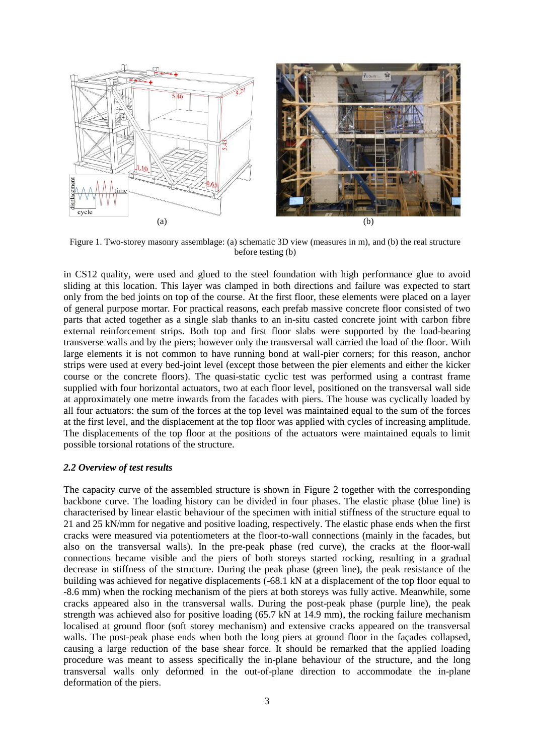Figure 1. Two-storey masonry assemblage: (a) schematic 3D view (measures in m), and (b) the real structure before testing (b)

in CS12 quality, were used and glued to the steel foundation with high performance glue to avoid sliding at this location. This layer was clamped in both directions and failure was expected to start only from the bed joints on top of the course. At the first floor, these elements were placed on a layer of general purpose mortar. For practical reasons, each prefab massive concrete floor consisted of two parts that acted together as a single slab thanks to an in-situ casted concrete joint with carbon fibre external reinforcement strips. Both top and first floor slabs were supported by the load-bearing transverse walls and by the piers; however only the transversal wall carried the load of the floor. With large elements it is not common to have running bond at wall-pier corners; for this reason, anchor strips were used at every bed-joint level (except those between the pier elements and either the kicker course or the concrete floors). The quasi-static cyclic test was performed using a contrast frame supplied with four horizontal actuators, two at each floor level, positioned on the transversal wall side at approximately one metre inwards from the facades with piers. The house was cyclically loaded by all four actuators: the sum of the forces at the top level was maintained equal to the sum of the forces at the first level, and the displacement at the top floor was applied with cycles of increasing amplitude. The displacements of the top floor at the positions of the actuators were maintained equals to limit possible torsional rotations of the structure.

### *2.2 Overview of test results*

The capacity curve of the assembled structure is shown in Figure 2 together with the corresponding backbone curve. The loading history can be divided in four phases. The elastic phase (blue line) is characterised by linear elastic behaviour of the specimen with initial stiffness of the structure equal to 21 and 25 kN/mm for negative and positive loading, respectively. The elastic phase ends when the first cracks were measured via potentiometers at the floor-to-wall connections (mainly in the facades, but also on the transversal walls). In the pre-peak phase (red curve), the cracks at the floor-wall connections became visible and the piers of both storeys started rocking, resulting in a gradual decrease in stiffness of the structure. During the peak phase (green line), the peak resistance of the building was achieved for negative displacements (-68.1 kN at a displacement of the top floor equal to -8.6 mm) when the rocking mechanism of the piers at both storeys was fully active. Meanwhile, some cracks appeared also in the transversal walls. During the post-peak phase (purple line), the peak strength was achieved also for positive loading (65.7 kN at 14.9 mm), the rocking failure mechanism localised at ground floor (soft storey mechanism) and extensive cracks appeared on the transversal walls. The post-peak phase ends when both the long piers at ground floor in the façades collapsed, causing a large reduction of the base shear force. It should be remarked that the applied loading procedure was meant to assess specifically the in-plane behaviour of the structure, and the long transversal walls only deformed in the out-of-plane direction to accommodate the in-plane deformation of the piers.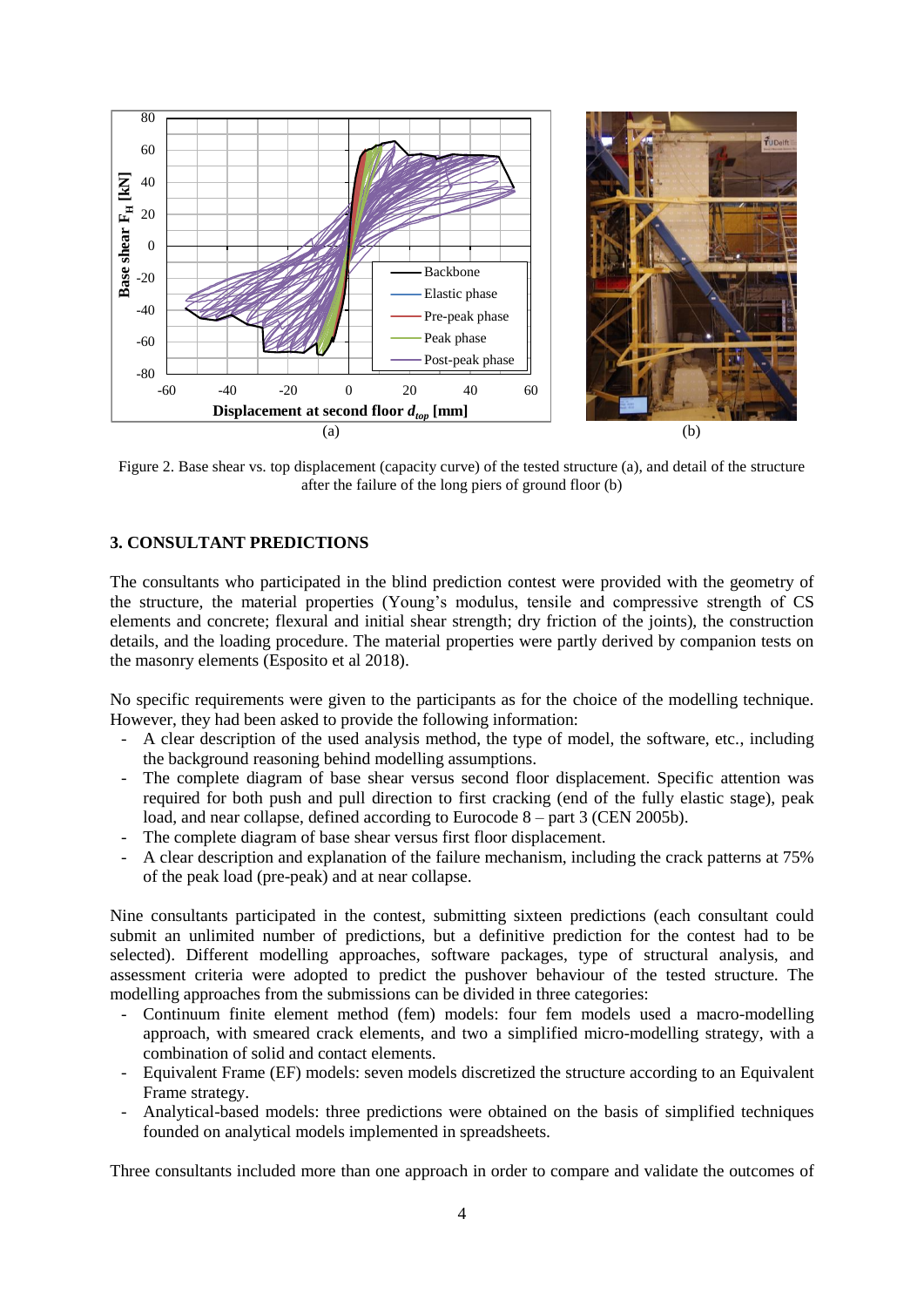Figure 2. Base shear vs. top displacement (capacity curve) of the tested structure (a), and detail of the structure after the failure of the long piers of ground floor (b)

### 3. CONSULTANT PREDICTIONS

The consultants who participated in the blind prediction contest were provided with the geometry of the structure, the material properties (Young's modulus, tensile and compressive strength of CS elements and concrete; flexural and initial shear strength; dry friction of the joints), the construction details, and the loading procedure. The material properties were partly derived by companion tests on the masonry elements (Esposito et al 2018).

No specific requirements were given to the participants as for the choice of the modelling technique. However, they had been asked to provide the following information:

- A clear description of the used analysis method, the type of model, the software, etc., including the background reasoning behind modelling assumptions.
- The complete diagram of base shear versus second floor displacement. Specific attention was required for both push and pull direction to first cracking (end of the fully elastic stage), peak load, and near collapse, defined according to Eurocode 8 – part 3 (CEN 2005b).
- The complete diagram of base shear versus first floor displacement.
- A clear description and explanation of the failure mechanism, including the crack patterns at 75% of the peak load (pre-peak) and at near collapse.

Nine consultants participated in the contest, submitting sixteen predictions (each consultant could submit an unlimited number of predictions, but a definitive prediction for the contest had to be selected). Different modelling approaches, software packages, type of structural analysis, and assessment criteria were adopted to predict the pushover behaviour of the tested structure. The modelling approaches from the submissions can be divided in three categories:

- Continuum finite element method (fem) models: four fem models used a macro-modelling approach, with smeared crack elements, and two a simplified micro-modelling strategy, with a combination of solid and contact elements.
- Equivalent Frame (EF) models: seven models discretized the structure according to an Equivalent Frame strategy.
- Analytical-based models: three predictions were obtained on the basis of simplified techniques founded on analytical models implemented in spreadsheets.

Three consultants included more than one approach in order to compare and validate the outcomes of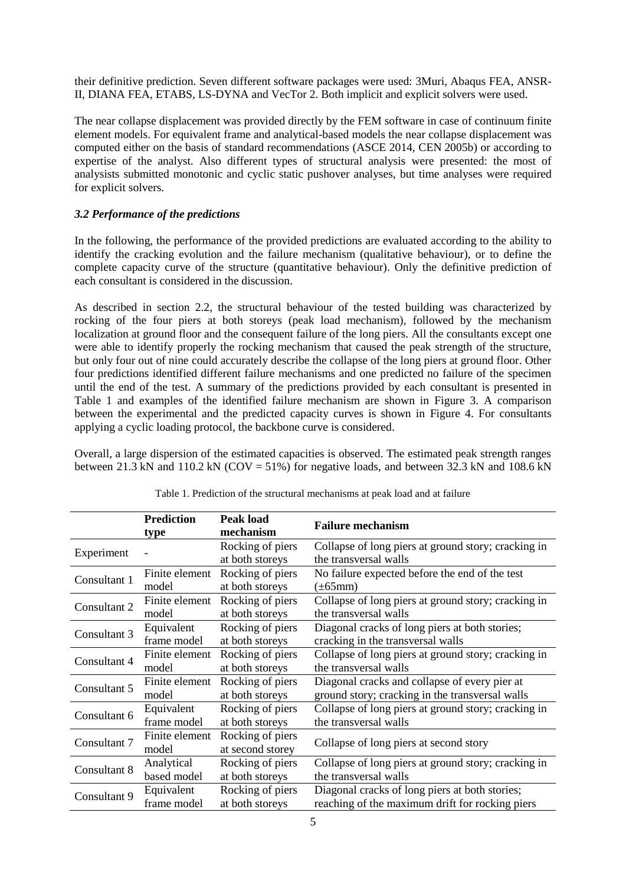their definitive prediction. Seven different software packages were used: 3Muri, Abaqus FEA, ANSR-II, DIANA FEA, ETABS, LS-DYNA and VecTor 2. Both implicit and explicit solvers were used.

The near collapse displacement was provided directly by the FEM software in case of continuum finite element models. For equivalent frame and analytical-based models the near collapse displacement was computed either on the basis of standard recommendations (ASCE 2014, CEN 2005b) or according to expertise of the analyst. Also different types of structural analysis were presented: the most of analysists submitted monotonic and cyclic static pushover analyses, but time analyses were required for explicit solvers.

### *3.2 Performance of the predictions*

In the following, the performance of the provided predictions are evaluated according to the ability to identify the cracking evolution and the failure mechanism (qualitative behaviour), or to define the complete capacity curve of the structure (quantitative behaviour). Only the definitive prediction of each consultant is considered in the discussion.

As described in section 2.2, the structural behaviour of the tested building was characterized by rocking of the four piers at both storeys (peak load mechanism), followed by the mechanism localization at ground floor and the consequent failure of the long piers. All the consultants except one were able to identify properly the rocking mechanism that caused the peak strength of the structure, but only four out of nine could accurately describe the collapse of the long piers at ground floor. Other four predictions identified different failure mechanisms and one predicted no failure of the specimen until the end of the test. A summary of the predictions provided by each consultant is presented in Table 1 and examples of the identified failure mechanism are shown in Figure 3. A comparison between the experimental and the predicted capacity curves is shown in Figure 4. For consultants applying a cyclic loading protocol, the backbone curve is considered.

Overall, a large dispersion of the estimated capacities is observed. The estimated peak strength ranges between 21.3 kN and 110.2 kN (COV = 51%) for negative loads, and between 32.3 kN and 108.6 kN

Table 1. Prediction of the structural mechanisms at peak load and at failure

| | **Prediction type** | **Peak load mechanism** | **Failure mechanism** |
|---|---|---|---|
| Experiment | - | Rocking of piers at both storeys | Collapse of long piers at ground story; cracking in the transversal walls |
| Consultant 1 | Finite element model | Rocking of piers at both storeys | No failure expected before the end of the test (±65mm) |
| Consultant 2 | Finite element model | Rocking of piers at both storeys | Collapse of long piers at ground story; cracking in the transversal walls |
| Consultant 3 | Equivalent frame model | Rocking of piers at both storeys | Diagonal cracks of long piers at both stories; cracking in the transversal walls |
| Consultant 4 | Finite element model | Rocking of piers at both storeys | Collapse of long piers at ground story; cracking in the transversal walls |
| Consultant 5 | Finite element model | Rocking of piers at both storeys | Diagonal cracks and collapse of every pier at ground story; cracking in the transversal walls |
| Consultant 6 | Equivalent frame model | Rocking of piers at both storeys | Collapse of long piers at ground story; cracking in the transversal walls |
| Consultant 7 | Finite element model | Rocking of piers at second storey | Collapse of long piers at second story |
| Consultant 8 | Analytical based model | Rocking of piers at both storeys | Collapse of long piers at ground story; cracking in the transversal walls |
| Consultant 9 | Equivalent frame model | Rocking of piers at both storeys | Diagonal cracks of long piers at both stories; reaching of the maximum drift for rocking piers |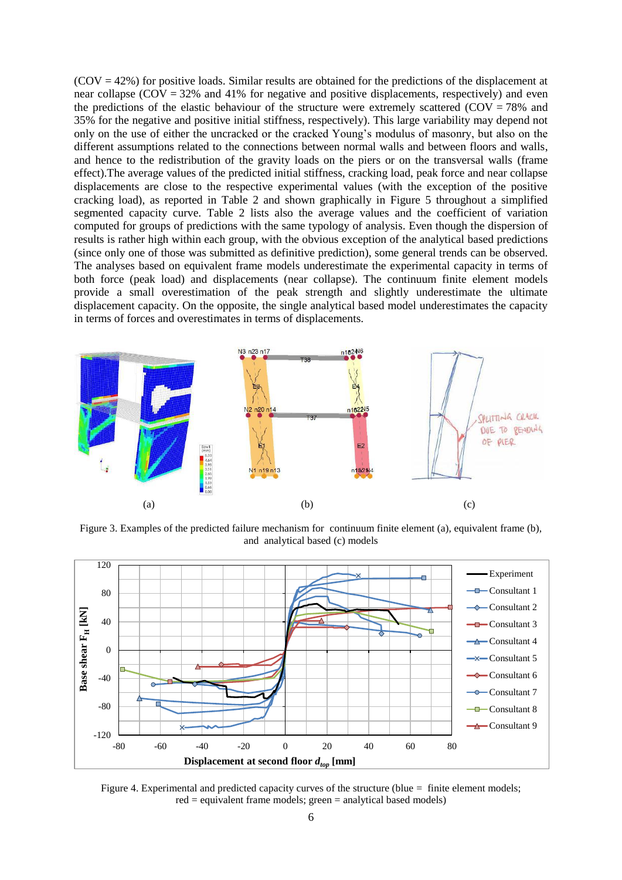(COV = 42%) for positive loads. Similar results are obtained for the predictions of the displacement at near collapse (COV = 32% and 41% for negative and positive displacements, respectively) and even the predictions of the elastic behaviour of the structure were extremely scattered (COV = 78% and 35% for the negative and positive initial stiffness, respectively). This large variability may depend not only on the use of either the uncracked or the cracked Young's modulus of masonry, but also on the different assumptions related to the connections between normal walls and between floors and walls, and hence to the redistribution of the gravity loads on the piers or on the transversal walls (frame effect).The average values of the predicted initial stiffness, cracking load, peak force and near collapse displacements are close to the respective experimental values (with the exception of the positive cracking load), as reported in Table 2 and shown graphically in Figure 5 throughout a simplified segmented capacity curve. Table 2 lists also the average values and the coefficient of variation computed for groups of predictions with the same typology of analysis. Even though the dispersion of results is rather high within each group, with the obvious exception of the analytical based predictions (since only one of those was submitted as definitive prediction), some general trends can be observed. The analyses based on equivalent frame models underestimate the experimental capacity in terms of both force (peak load) and displacements (near collapse). The continuum finite element models provide a small overestimation of the peak strength and slightly underestimate the ultimate displacement capacity. On the opposite, the single analytical based model underestimates the capacity in terms of forces and overestimates in terms of displacements.

Figure 3. Examples of the predicted failure mechanism for continuum finite element (a), equivalent frame (b), and analytical based (c) models

Figure 4. Experimental and predicted capacity curves of the structure (blue = finite element models; red = equivalent frame models; green = analytical based models)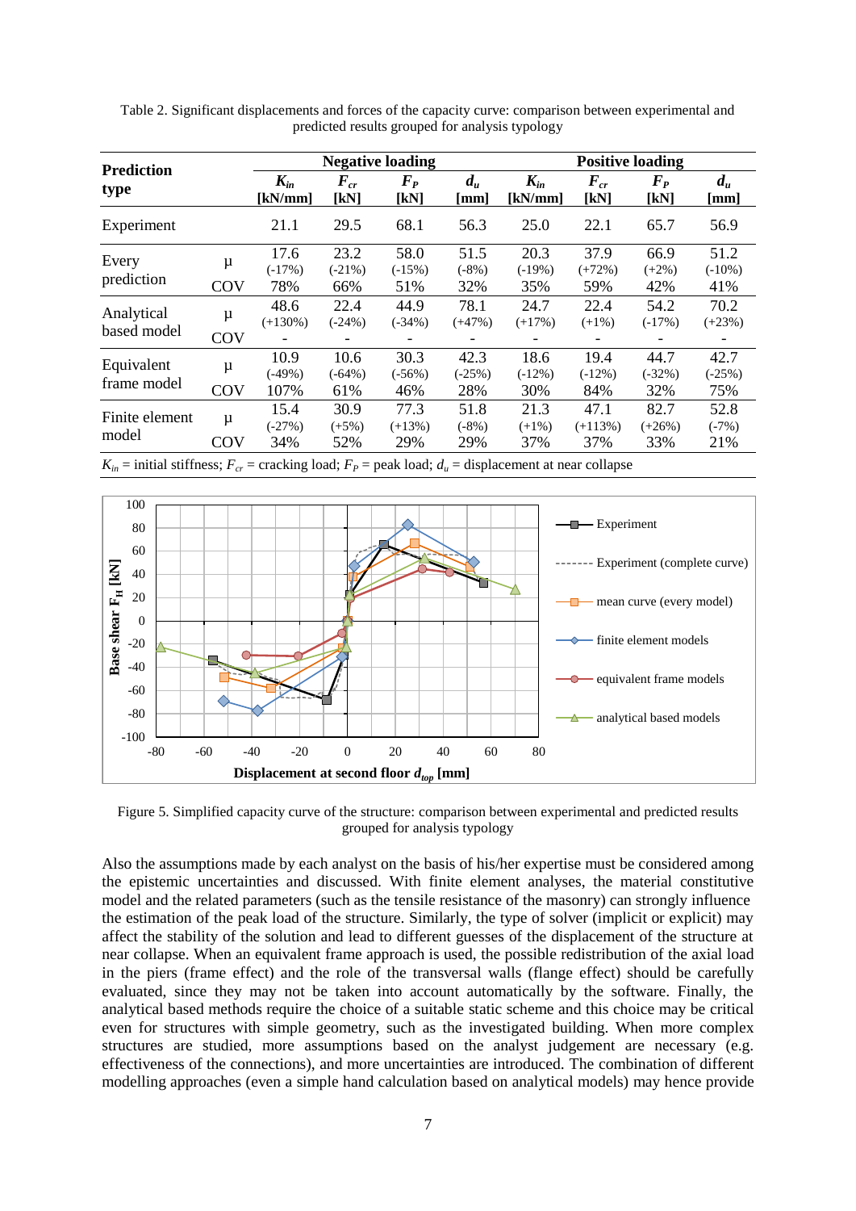Table 2. Significant displacements and forces of the capacity curve: comparison between experimental and predicted results grouped for analysis typology

| Prediction type | | Negative loading | | | | Positive loading | | | |
|---|---|---|---|---|---|---|---|---|---|
| | | $K_{in}$ [kN/mm] | $F_{cr}$ [kN] | $F_P$ [kN] | $d_u$ [mm] | $K_{in}$ [kN/mm] | $F_{cr}$ [kN] | $F_P$ [kN] | $d_u$ [mm] |
| Experiment | | 21.1 | 29.5 | 68.1 | 56.3 | 25.0 | 22.1 | 65.7 | 56.9 |
| Every prediction | μ | 17.6 (-17%) | 23.2 (-21%) | 58.0 (-15%) | 51.5 (-8%) | 20.3 (-19%) | 37.9 (+72%) | 66.9 (+2%) | 51.2 (-10%) |
| | COV | 78% | 66% | 51% | 32% | 35% | 59% | 42% | 41% |
| Analytical based model | μ | 48.6 (+130%) | 22.4 (-24%) | 44.9 (-34%) | 78.1 (+47%) | 24.7 (+17%) | 22.4 (+1%) | 54.2 (-17%) | 70.2 (+23%) |
| | COV | - | - | - | - | - | - | - | - |
| Equivalent frame model | μ | 10.9 (-49%) | 10.6 (-64%) | 30.3 (-56%) | 42.3 (-25%) | 18.6 (-12%) | 19.4 (-12%) | 44.7 (-32%) | 42.7 (-25%) |
| | COV | 107% | 61% | 46% | 28% | 30% | 84% | 32% | 75% |
| Finite element model | μ | 15.4 (-27%) | 30.9 (+5%) | 77.3 (+13%) | 51.8 (-8%) | 21.3 (+1%) | 47.1 (+113%) | 82.7 (+26%) | 52.8 (-7%) |
| | COV | 34% | 52% | 29% | 29% | 37% | 37% | 33% | 21% |

$K_{in}$ = initial stiffness; $F_{cr}$ = cracking load; $F_P$ = peak load; $d_u$ = displacement at near collapse

Figure 5. Simplified capacity curve of the structure: comparison between experimental and predicted results grouped for analysis typology

Also the assumptions made by each analyst on the basis of his/her expertise must be considered among the epistemic uncertainties and discussed. With finite element analyses, the material constitutive model and the related parameters (such as the tensile resistance of the masonry) can strongly influence the estimation of the peak load of the structure. Similarly, the type of solver (implicit or explicit) may affect the stability of the solution and lead to different guesses of the displacement of the structure at near collapse. When an equivalent frame approach is used, the possible redistribution of the axial load in the piers (frame effect) and the role of the transversal walls (flange effect) should be carefully evaluated, since they may not be taken into account automatically by the software. Finally, the analytical based methods require the choice of a suitable static scheme and this choice may be critical even for structures with simple geometry, such as the investigated building. When more complex structures are studied, more assumptions based on the analyst judgement are necessary (e.g. effectiveness of the connections), and more uncertainties are introduced. The combination of different modelling approaches (even a simple hand calculation based on analytical models) may hence provide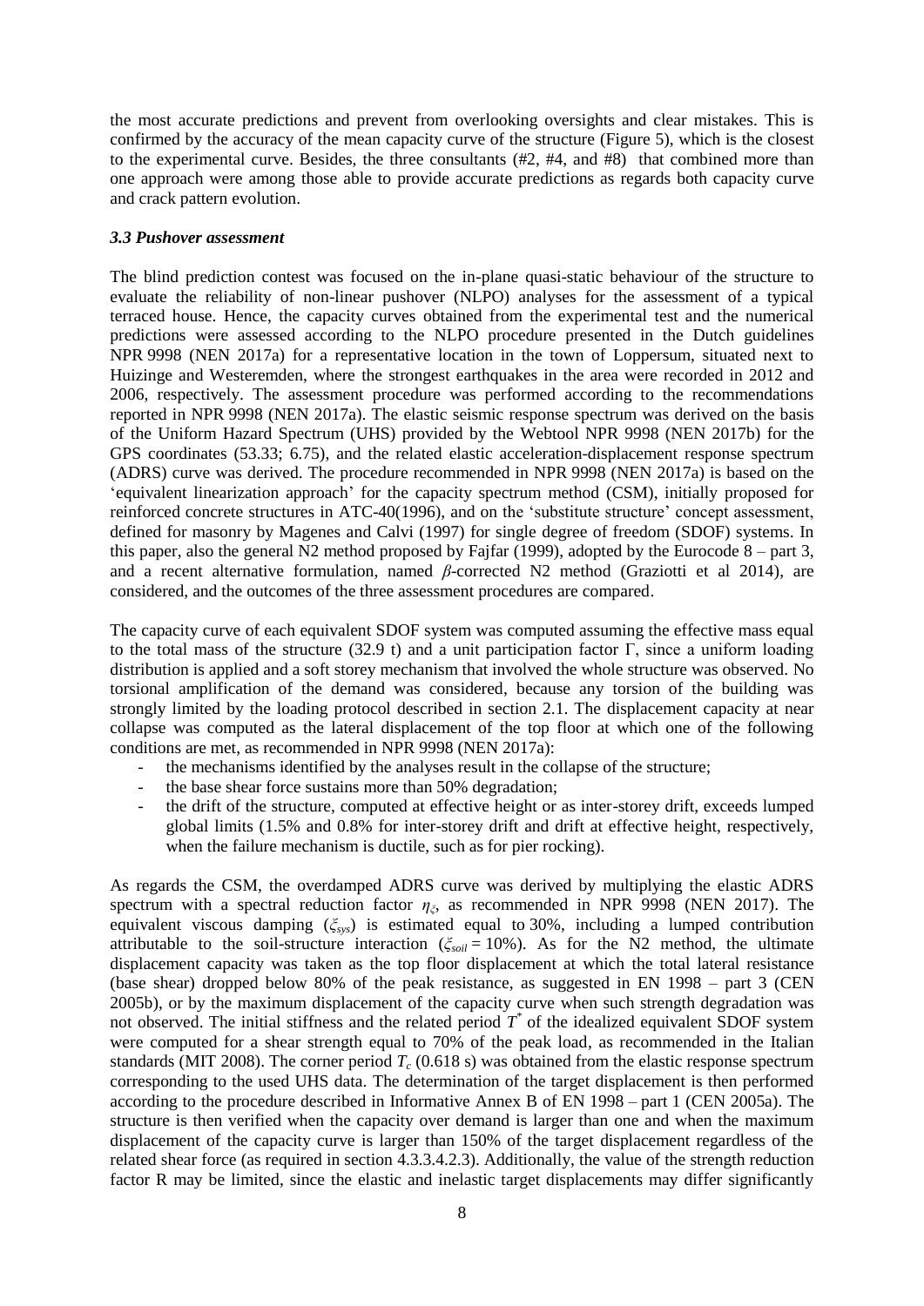the most accurate predictions and prevent from overlooking oversights and clear mistakes. This is confirmed by the accuracy of the mean capacity curve of the structure (Figure 5), which is the closest to the experimental curve. Besides, the three consultants (#2, #4, and #8) that combined more than one approach were among those able to provide accurate predictions as regards both capacity curve and crack pattern evolution.

### *3.3 Pushover assessment*

The blind prediction contest was focused on the in-plane quasi-static behaviour of the structure to evaluate the reliability of non-linear pushover (NLPO) analyses for the assessment of a typical terraced house. Hence, the capacity curves obtained from the experimental test and the numerical predictions were assessed according to the NLPO procedure presented in the Dutch guidelines NPR 9998 (NEN 2017a) for a representative location in the town of Loppersum, situated next to Huizinge and Westeremden, where the strongest earthquakes in the area were recorded in 2012 and 2006, respectively. The assessment procedure was performed according to the recommendations reported in NPR 9998 (NEN 2017a). The elastic seismic response spectrum was derived on the basis of the Uniform Hazard Spectrum (UHS) provided by the Webtool NPR 9998 (NEN 2017b) for the GPS coordinates (53.33; 6.75), and the related elastic acceleration-displacement response spectrum (ADRS) curve was derived. The procedure recommended in NPR 9998 (NEN 2017a) is based on the 'equivalent linearization approach' for the capacity spectrum method (CSM), initially proposed for reinforced concrete structures in ATC-40(1996), and on the 'substitute structure' concept assessment, defined for masonry by Magenes and Calvi (1997) for single degree of freedom (SDOF) systems. In this paper, also the general N2 method proposed by Fajfar (1999), adopted by the Eurocode 8 – part 3, and a recent alternative formulation, named $\beta$-corrected N2 method (Graziotti et al 2014), are considered, and the outcomes of the three assessment procedures are compared.

The capacity curve of each equivalent SDOF system was computed assuming the effective mass equal to the total mass of the structure (32.9 t) and a unit participation factor $\Gamma$, since a uniform loading distribution is applied and a soft storey mechanism that involved the whole structure was observed. No torsional amplification of the demand was considered, because any torsion of the building was strongly limited by the loading protocol described in section 2.1. The displacement capacity at near collapse was computed as the lateral displacement of the top floor at which one of the following conditions are met, as recommended in NPR 9998 (NEN 2017a):

- the mechanisms identified by the analyses result in the collapse of the structure;
- the base shear force sustains more than 50% degradation;
- the drift of the structure, computed at effective height or as inter-storey drift, exceeds lumped global limits (1.5% and 0.8% for inter-storey drift and drift at effective height, respectively, when the failure mechanism is ductile, such as for pier rocking).

As regards the CSM, the overdamped ADRS curve was derived by multiplying the elastic ADRS spectrum with a spectral reduction factor $\eta_{\xi}$, as recommended in NPR 9998 (NEN 2017). The equivalent viscous damping ($\xi_{sys}$) is estimated equal to 30%, including a lumped contribution attributable to the soil-structure interaction ($\xi_{soil}$ = 10%). As for the N2 method, the ultimate displacement capacity was taken as the top floor displacement at which the total lateral resistance (base shear) dropped below 80% of the peak resistance, as suggested in EN 1998 – part 3 (CEN 2005b), or by the maximum displacement of the capacity curve when such strength degradation was not observed. The initial stiffness and the related period $T^*$ of the idealized equivalent SDOF system were computed for a shear strength equal to 70% of the peak load, as recommended in the Italian standards (MIT 2008). The corner period $T_c$ (0.618 s) was obtained from the elastic response spectrum corresponding to the used UHS data. The determination of the target displacement is then performed according to the procedure described in Informative Annex B of EN 1998 – part 1 (CEN 2005a). The structure is then verified when the capacity over demand is larger than one and when the maximum displacement of the capacity curve is larger than 150% of the target displacement regardless of the related shear force (as required in section 4.3.3.4.2.3). Additionally, the value of the strength reduction factor R may be limited, since the elastic and inelastic target displacements may differ significantly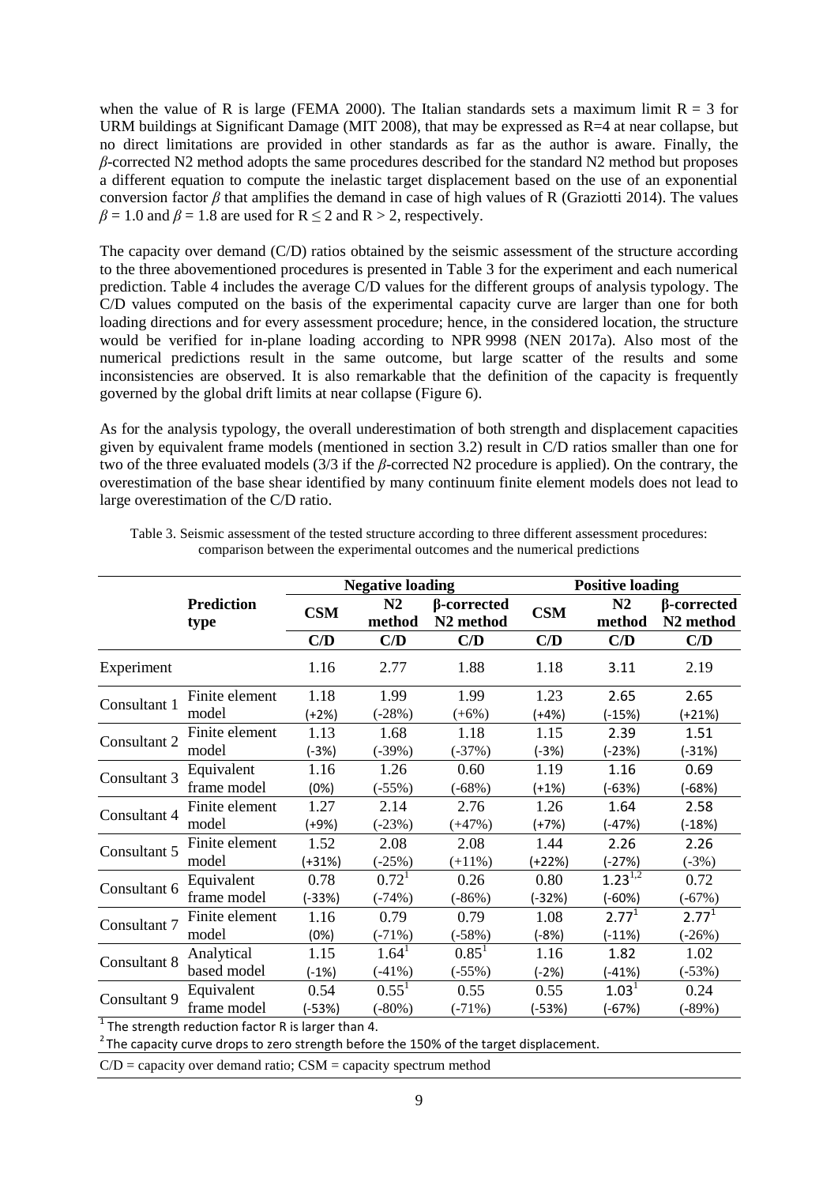when the value of R is large (FEMA 2000). The Italian standards sets a maximum limit $R = 3$ for URM buildings at Significant Damage (MIT 2008), that may be expressed as R=4 at near collapse, but no direct limitations are provided in other standards as far as the author is aware. Finally, the *β*-corrected N2 method adopts the same procedures described for the standard N2 method but proposes a different equation to compute the inelastic target displacement based on the use of an exponential conversion factor *β* that amplifies the demand in case of high values of R (Graziotti 2014). The values $\beta = 1.0$ and $\beta = 1.8$ are used for $R \leq 2$ and $R > 2$, respectively.

The capacity over demand (C/D) ratios obtained by the seismic assessment of the structure according to the three abovementioned procedures is presented in Table 3 for the experiment and each numerical prediction. Table 4 includes the average C/D values for the different groups of analysis typology. The C/D values computed on the basis of the experimental capacity curve are larger than one for both loading directions and for every assessment procedure; hence, in the considered location, the structure would be verified for in-plane loading according to NPR 9998 (NEN 2017a). Also most of the numerical predictions result in the same outcome, but large scatter of the results and some inconsistencies are observed. It is also remarkable that the definition of the capacity is frequently governed by the global drift limits at near collapse (Figure 6).

As for the analysis typology, the overall underestimation of both strength and displacement capacities given by equivalent frame models (mentioned in section 3.2) result in C/D ratios smaller than one for two of the three evaluated models (3/3 if the *β*-corrected N2 procedure is applied). On the contrary, the overestimation of the base shear identified by many continuum finite element models does not lead to large overestimation of the C/D ratio.

Table 3. Seismic assessment of the tested structure according to three different assessment procedures: comparison between the experimental outcomes and the numerical predictions

| | Prediction type | Negative loading | | | Positive loading | | |
|---|---|---|---|---|---|---|---|
| | | CSM | N2 method | β-corrected N2 method | CSM | N2 method | β-corrected N2 method |
| | | C/D | C/D | C/D | C/D | C/D | C/D |
| Experiment | | 1.16 | 2.77 | 1.88 | 1.18 | 3.11 | 2.19 |
| Consultant 1 | Finite element model | 1.18 (+2%) | 1.99 (-28%) | 1.99 (+6%) | 1.23 (+4%) | 2.65 (-15%) | 2.65 (+21%) |
| Consultant 2 | Finite element model | 1.13 (-3%) | 1.68 (-39%) | 1.18 (-37%) | 1.15 (-3%) | 2.39 (-23%) | 1.51 (-31%) |
| Consultant 3 | Equivalent frame model | 1.16 (0%) | 1.26 (-55%) | 0.60 (-68%) | 1.19 (+1%) | 1.16 (-63%) | 0.69 (-68%) |
| Consultant 4 | Finite element model | 1.27 (+9%) | 2.14 (-23%) | 2.76 (+47%) | 1.26 (+7%) | 1.64 (-47%) | 2.58 (-18%) |
| Consultant 5 | Finite element model | 1.52 (+31%) | 2.08 (-25%) | 2.08 (+11%) | 1.44 (+22%) | 2.26 (-27%) | 2.26 (-3%) |
| Consultant 6 | Equivalent frame model | 0.78 (-33%) | 0.72[1] (-74%) | 0.26 (-86%) | 0.80 (-32%) | 1.23[1,2] (-60%) | 0.72 (-67%) |
| Consultant 7 | Finite element model | 1.16 (0%) | 0.79 (-71%) | 0.79 (-58%) | 1.08 (-8%) | 2.77[1] (-11%) | 2.77[1] (-26%) |
| Consultant 8 | Analytical based model | 1.15 (-1%) | 1.64[1] (-41%) | 0.85[1] (-55%) | 1.16 (-2%) | 1.82 (-41%) | 1.02 (-53%) |
| Consultant 9 | Equivalent frame model | 0.54 (-53%) | 0.55[1] (-80%) | 0.55 (-71%) | 0.55 (-53%) | 1.03[1] (-67%) | 0.24 (-89%) |

[1] The strength reduction factor R is larger than 4.

[2] The capacity curve drops to zero strength before the 150% of the target displacement.

C/D = capacity over demand ratio; CSM = capacity spectrum method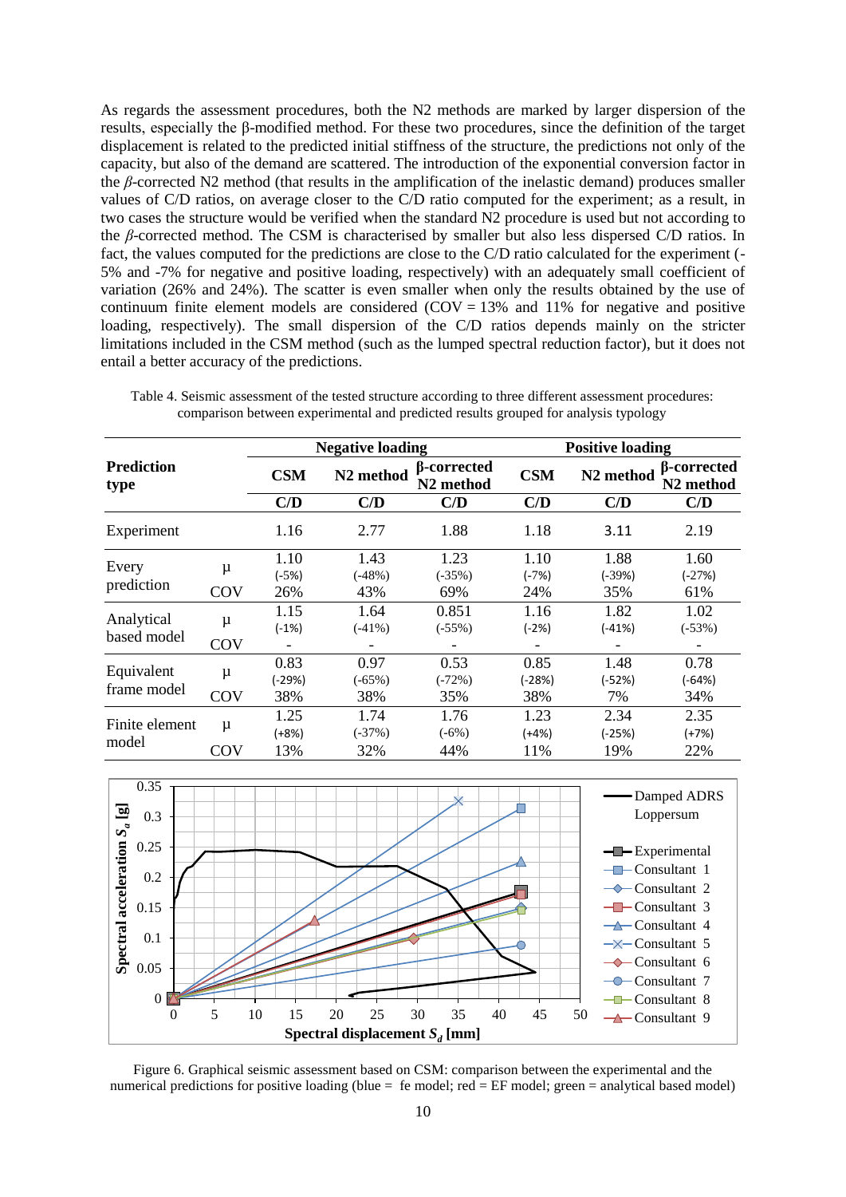As regards the assessment procedures, both the N2 methods are marked by larger dispersion of the results, especially the β-modified method. For these two procedures, since the definition of the target displacement is related to the predicted initial stiffness of the structure, the predictions not only of the capacity, but also of the demand are scattered. The introduction of the exponential conversion factor in the *β*-corrected N2 method (that results in the amplification of the inelastic demand) produces smaller values of C/D ratios, on average closer to the C/D ratio computed for the experiment; as a result, in two cases the structure would be verified when the standard N2 procedure is used but not according to the *β*-corrected method. The CSM is characterised by smaller but also less dispersed C/D ratios. In fact, the values computed for the predictions are close to the C/D ratio calculated for the experiment (-5% and -7% for negative and positive loading, respectively) with an adequately small coefficient of variation (26% and 24%). The scatter is even smaller when only the results obtained by the use of continuum finite element models are considered (COV = 13% and 11% for negative and positive loading, respectively). The small dispersion of the C/D ratios depends mainly on the stricter limitations included in the CSM method (such as the lumped spectral reduction factor), but it does not entail a better accuracy of the predictions.

Table 4. Seismic assessment of the tested structure according to three different assessment procedures: comparison between experimental and predicted results grouped for analysis typology

| **Prediction type** | | **Negative loading** | | | **Positive loading** | | |
|---|---|---|---|---|---|---|---|
| | | **CSM** | **N2 method** | **β-corrected N2 method** | **CSM** | **N2 method** | **β-corrected N2 method** |
| | | **C/D** | **C/D** | **C/D** | **C/D** | **C/D** | **C/D** |
| Experiment | | 1.16 | 2.77 | 1.88 | 1.18 | 3.11 | 2.19 |
| Every prediction | μ | 1.10 (-5%) | 1.43 (-48%) | 1.23 (-35%) | 1.10 (-7%) | 1.88 (-39%) | 1.60 (-27%) |
| | COV | 26% | 43% | 69% | 24% | 35% | 61% |
| Analytical based model | μ | 1.15 (-1%) | 1.64 (-41%) | 0.851 (-55%) | 1.16 (-2%) | 1.82 (-41%) | 1.02 (-53%) |
| | COV | - | - | - | - | - | - |
| Equivalent frame model | μ | 0.83 (-29%) | 0.97 (-65%) | 0.53 (-72%) | 0.85 (-28%) | 1.48 (-52%) | 0.78 (-64%) |
| | COV | 38% | 38% | 35% | 38% | 7% | 34% |
| Finite element model | μ | 1.25 (+8%) | 1.74 (-37%) | 1.76 (-6%) | 1.23 (+4%) | 2.34 (-25%) | 2.35 (+7%) |
| | COV | 13% | 32% | 44% | 11% | 19% | 22% |

Figure 6. Graphical seismic assessment based on CSM: comparison between the experimental and the numerical predictions for positive loading (blue = fe model; red = EF model; green = analytical based model)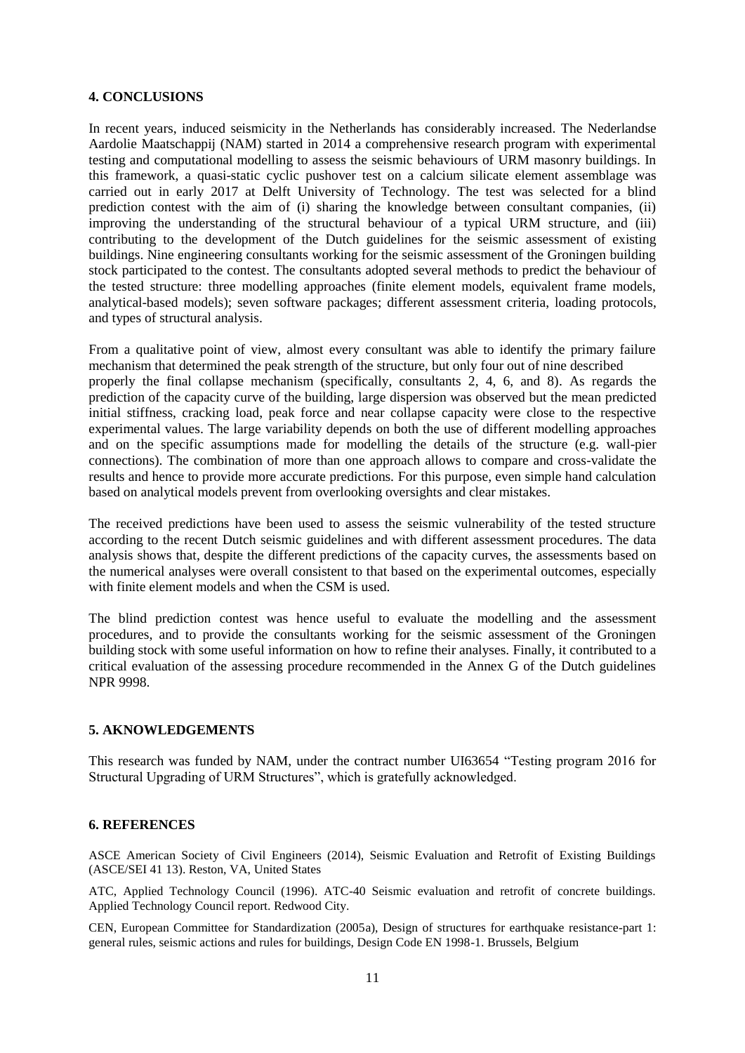## 4. CONCLUSIONS

In recent years, induced seismicity in the Netherlands has considerably increased. The Nederlandse Aardolie Maatschappij (NAM) started in 2014 a comprehensive research program with experimental testing and computational modelling to assess the seismic behaviours of URM masonry buildings. In this framework, a quasi-static cyclic pushover test on a calcium silicate element assemblage was carried out in early 2017 at Delft University of Technology. The test was selected for a blind prediction contest with the aim of (i) sharing the knowledge between consultant companies, (ii) improving the understanding of the structural behaviour of a typical URM structure, and (iii) contributing to the development of the Dutch guidelines for the seismic assessment of existing buildings. Nine engineering consultants working for the seismic assessment of the Groningen building stock participated to the contest. The consultants adopted several methods to predict the behaviour of the tested structure: three modelling approaches (finite element models, equivalent frame models, analytical-based models); seven software packages; different assessment criteria, loading protocols, and types of structural analysis.

From a qualitative point of view, almost every consultant was able to identify the primary failure mechanism that determined the peak strength of the structure, but only four out of nine described properly the final collapse mechanism (specifically, consultants 2, 4, 6, and 8). As regards the prediction of the capacity curve of the building, large dispersion was observed but the mean predicted initial stiffness, cracking load, peak force and near collapse capacity were close to the respective experimental values. The large variability depends on both the use of different modelling approaches and on the specific assumptions made for modelling the details of the structure (e.g. wall-pier connections). The combination of more than one approach allows to compare and cross-validate the results and hence to provide more accurate predictions. For this purpose, even simple hand calculation based on analytical models prevent from overlooking oversights and clear mistakes.

The received predictions have been used to assess the seismic vulnerability of the tested structure according to the recent Dutch seismic guidelines and with different assessment procedures. The data analysis shows that, despite the different predictions of the capacity curves, the assessments based on the numerical analyses were overall consistent to that based on the experimental outcomes, especially with finite element models and when the CSM is used.

The blind prediction contest was hence useful to evaluate the modelling and the assessment procedures, and to provide the consultants working for the seismic assessment of the Groningen building stock with some useful information on how to refine their analyses. Finally, it contributed to a critical evaluation of the assessing procedure recommended in the Annex G of the Dutch guidelines NPR 9998.

## 5. AKNOWLEDGEMENTS

This research was funded by NAM, under the contract number UI63654 "Testing program 2016 for Structural Upgrading of URM Structures", which is gratefully acknowledged.

## 6. REFERENCES

ASCE American Society of Civil Engineers (2014), Seismic Evaluation and Retrofit of Existing Buildings (ASCE/SEI 41 13). Reston, VA, United States

ATC, Applied Technology Council (1996). ATC-40 Seismic evaluation and retrofit of concrete buildings. Applied Technology Council report. Redwood City.

CEN, European Committee for Standardization (2005a), Design of structures for earthquake resistance-part 1: general rules, seismic actions and rules for buildings, Design Code EN 1998-1. Brussels, Belgium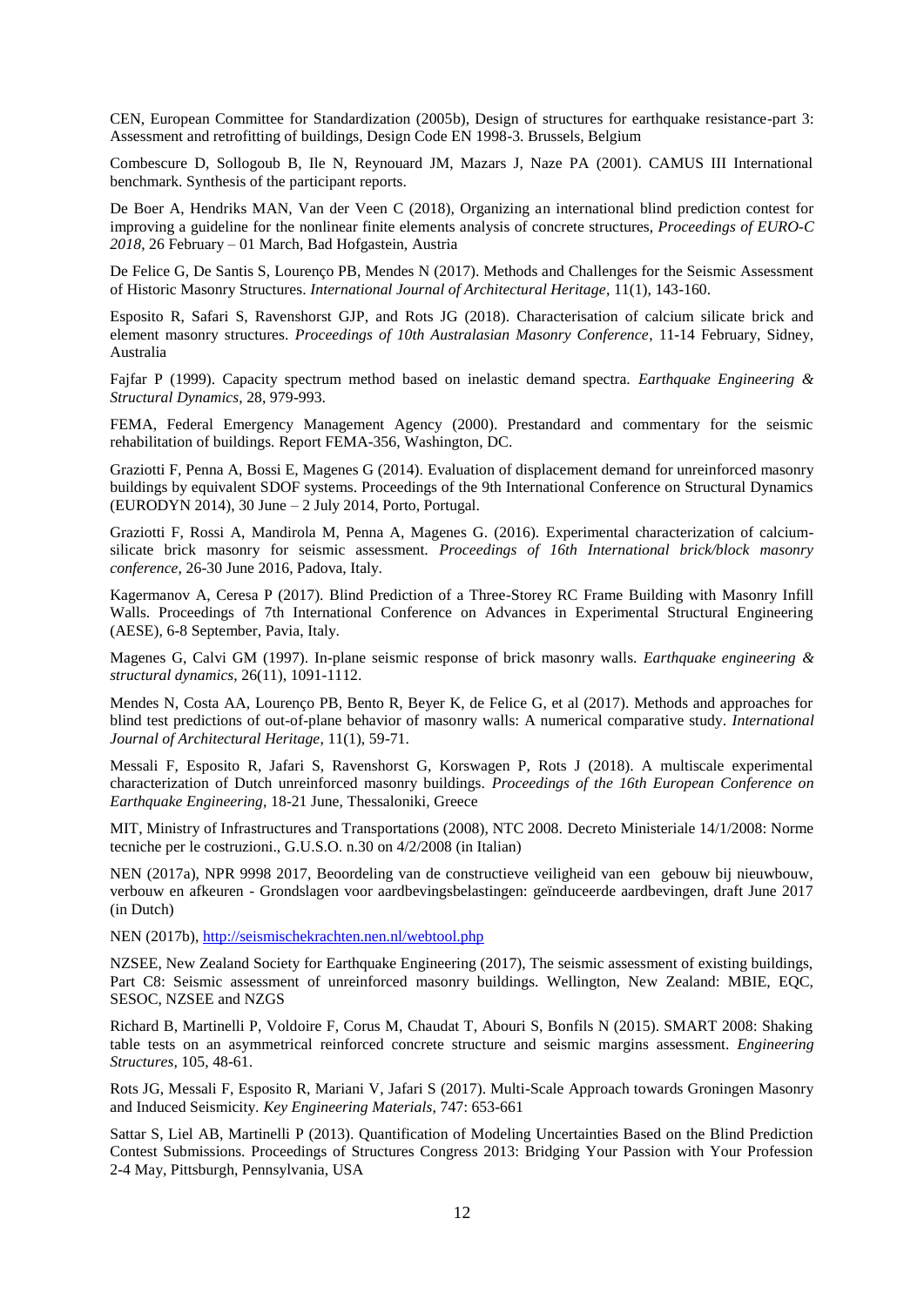CEN, European Committee for Standardization (2005b), Design of structures for earthquake resistance-part 3: Assessment and retrofitting of buildings, Design Code EN 1998-3. Brussels, Belgium

Combescure D, Sollogoub B, Ile N, Reynouard JM, Mazars J, Naze PA (2001). CAMUS III International benchmark. Synthesis of the participant reports.

De Boer A, Hendriks MAN, Van der Veen C (2018), Organizing an international blind prediction contest for improving a guideline for the nonlinear finite elements analysis of concrete structures, *Proceedings of EURO-C 2018*, 26 February – 01 March, Bad Hofgastein, Austria

De Felice G, De Santis S, Lourenço PB, Mendes N (2017). Methods and Challenges for the Seismic Assessment of Historic Masonry Structures. *International Journal of Architectural Heritage*, 11(1), 143-160.

Esposito R, Safari S, Ravenshorst GJP, and Rots JG (2018). Characterisation of calcium silicate brick and element masonry structures. *Proceedings of 10th Australasian Masonry Conference*, 11-14 February, Sidney, Australia

Fajfar P (1999). Capacity spectrum method based on inelastic demand spectra. *Earthquake Engineering & Structural Dynamics*, 28, 979-993.

FEMA, Federal Emergency Management Agency (2000). Prestandard and commentary for the seismic rehabilitation of buildings. Report FEMA-356, Washington, DC.

Graziotti F, Penna A, Bossi E, Magenes G (2014). Evaluation of displacement demand for unreinforced masonry buildings by equivalent SDOF systems. Proceedings of the 9th International Conference on Structural Dynamics (EURODYN 2014), 30 June – 2 July 2014, Porto, Portugal.

Graziotti F, Rossi A, Mandirola M, Penna A, Magenes G. (2016). Experimental characterization of calcium-silicate brick masonry for seismic assessment. *Proceedings of 16th International brick/block masonry conference*, 26-30 June 2016, Padova, Italy.

Kagermanov A, Ceresa P (2017). Blind Prediction of a Three-Storey RC Frame Building with Masonry Infill Walls. Proceedings of 7th International Conference on Advances in Experimental Structural Engineering (AESE), 6-8 September, Pavia, Italy.

Magenes G, Calvi GM (1997). In-plane seismic response of brick masonry walls. *Earthquake engineering & structural dynamics*, 26(11), 1091-1112.

Mendes N, Costa AA, Lourenço PB, Bento R, Beyer K, de Felice G, et al (2017). Methods and approaches for blind test predictions of out-of-plane behavior of masonry walls: A numerical comparative study. *International Journal of Architectural Heritage*, 11(1), 59-71.

Messali F, Esposito R, Jafari S, Ravenshorst G, Korswagen P, Rots J (2018). A multiscale experimental characterization of Dutch unreinforced masonry buildings. *Proceedings of the 16th European Conference on Earthquake Engineering*, 18-21 June, Thessaloniki, Greece

MIT, Ministry of Infrastructures and Transportations (2008), NTC 2008. Decreto Ministeriale 14/1/2008: Norme tecniche per le costruzioni., G.U.S.O. n.30 on 4/2/2008 (in Italian)

NEN (2017a), NPR 9998 2017, Beoordeling van de constructieve veiligheid van een gebouw bij nieuwbouw, verbouw en afkeuren - Grondslagen voor aardbevingsbelastingen: geïnduceerde aardbevingen, draft June 2017 (in Dutch)

NEN (2017b), http://seismischekrachten.nen.nl/webtool.php

NZSEE, New Zealand Society for Earthquake Engineering (2017), The seismic assessment of existing buildings, Part C8: Seismic assessment of unreinforced masonry buildings. Wellington, New Zealand: MBIE, EQC, SESOC, NZSEE and NZGS

Richard B, Martinelli P, Voldoire F, Corus M, Chaudat T, Abouri S, Bonfils N (2015). SMART 2008: Shaking table tests on an asymmetrical reinforced concrete structure and seismic margins assessment. *Engineering Structures*, 105, 48-61.

Rots JG, Messali F, Esposito R, Mariani V, Jafari S (2017). Multi-Scale Approach towards Groningen Masonry and Induced Seismicity. *Key Engineering Materials*, 747: 653-661

Sattar S, Liel AB, Martinelli P (2013). Quantification of Modeling Uncertainties Based on the Blind Prediction Contest Submissions. Proceedings of Structures Congress 2013: Bridging Your Passion with Your Profession 2-4 May, Pittsburgh, Pennsylvania, USA